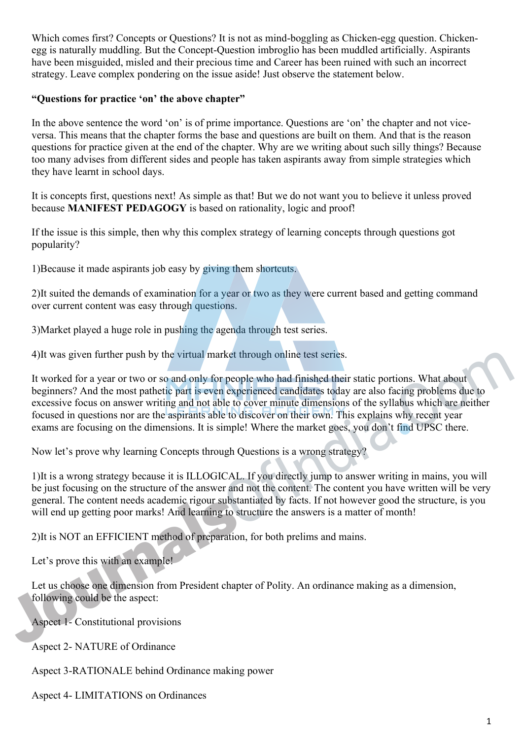Which comes first? Concepts or Questions? It is not as mind-boggling as Chicken-egg question. Chicken-egg is naturally muddling. But the Concept-Question imbroglio has been muddled artificially. Aspirants have been misguided, misled and their precious time and Career has been ruined with such an incorrect strategy. Leave complex pondering on the issue aside! Just observe the statement below.

**"Questions for practice 'on' the above chapter"**

In the above sentence the word 'on' is of prime importance. Questions are 'on' the chapter and not vice-versa. This means that the chapter forms the base and questions are built on them. And that is the reason questions for practice given at the end of the chapter. Why are we writing about such silly things? Because too many advises from different sides and people has taken aspirants away from simple strategies which they have learnt in school days.

It is concepts first, questions next! As simple as that! But we do not want you to believe it unless proved because **MANIFEST PEDAGOGY** is based on rationality, logic and proof!

If the issue is this simple, then why this complex strategy of learning concepts through questions got popularity?

1)Because it made aspirants job easy by giving them shortcuts.

2)It suited the demands of examination for a year or two as they were current based and getting command over current content was easy through questions.

3)Market played a huge role in pushing the agenda through test series.

4)It was given further push by the virtual market through online test series.

It worked for a year or two or so and only for people who had finished their static portions. What about beginners? And the most pathetic part is even experienced candidates today are also facing problems due to excessive focus on answer writing and not able to cover minute dimensions of the syllabus which are neither focused in questions nor are the aspirants able to discover on their own. This explains why recent year exams are focusing on the dimensions. It is simple! Where the market goes, you don't find UPSC there.

Now let's prove why learning Concepts through Questions is a wrong strategy?

1)It is a wrong strategy because it is ILLOGICAL. If you directly jump to answer writing in mains, you will be just focusing on the structure of the answer and not the content. The content you have written will be very general. The content needs academic rigour substantiated by facts. If not however good the structure, is you will end up getting poor marks! And learning to structure the answers is a matter of month!

2)It is NOT an EFFICIENT method of preparation, for both prelims and mains.

Let's prove this with an example!

Let us choose one dimension from President chapter of Polity. An ordinance making as a dimension, following could be the aspect:

Aspect 1- Constitutional provisions

Aspect 2- NATURE of Ordinance

Aspect 3-RATIONALE behind Ordinance making power

Aspect 4- LIMITATIONS on Ordinances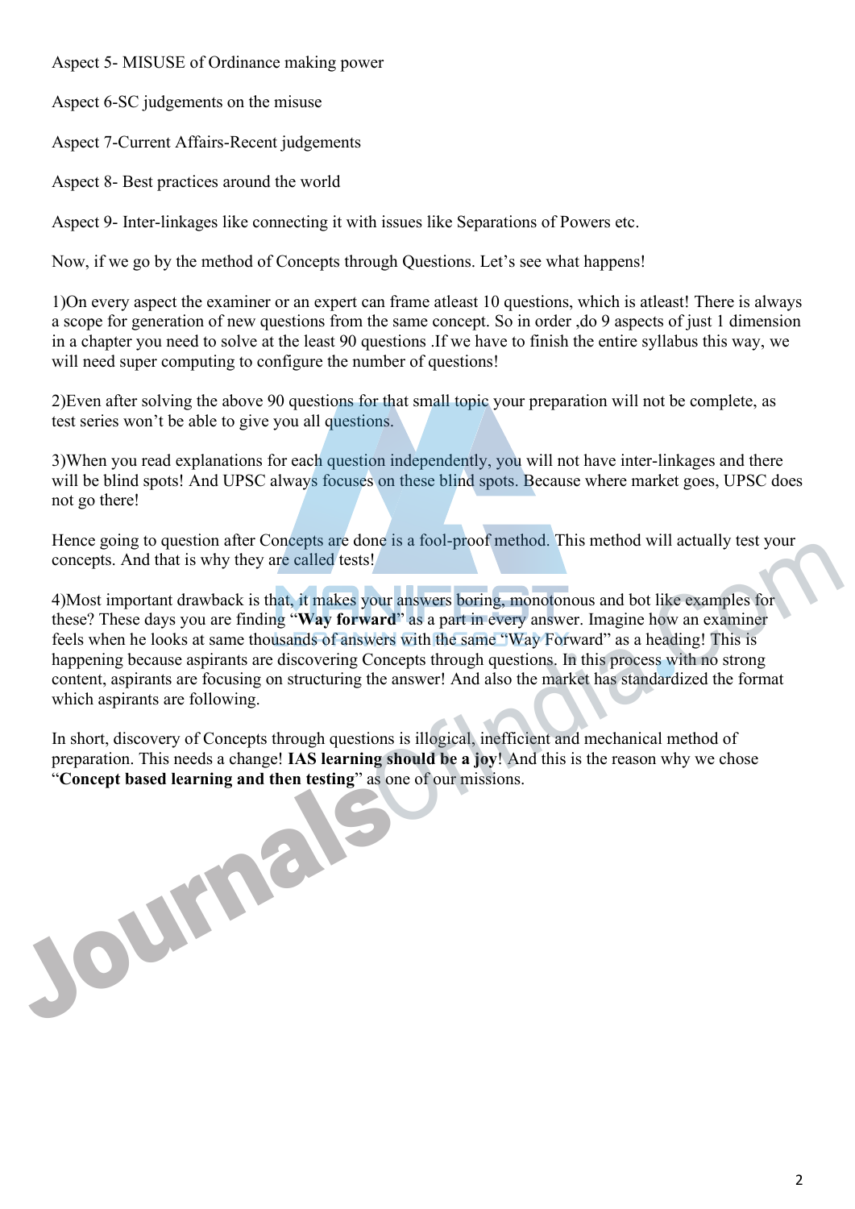Aspect 5- MISUSE of Ordinance making power

Aspect 6-SC judgements on the misuse

Aspect 7-Current Affairs-Recent judgements

Aspect 8- Best practices around the world

Aspect 9- Inter-linkages like connecting it with issues like Separations of Powers etc.

Now, if we go by the method of Concepts through Questions. Let's see what happens!

1)On every aspect the examiner or an expert can frame atleast 10 questions, which is atleast! There is always a scope for generation of new questions from the same concept. So in order ,do 9 aspects of just 1 dimension in a chapter you need to solve at the least 90 questions .If we have to finish the entire syllabus this way, we will need super computing to configure the number of questions!

2)Even after solving the above 90 questions for that small topic your preparation will not be complete, as test series won't be able to give you all questions.

3)When you read explanations for each question independently, you will not have inter-linkages and there will be blind spots! And UPSC always focuses on these blind spots. Because where market goes, UPSC does not go there!

Hence going to question after Concepts are done is a fool-proof method. This method will actually test your concepts. And that is why they are called tests!

4)Most important drawback is that, it makes your answers boring, monotonous and bot like examples for these? These days you are finding "**Way forward**" as a part in every answer. Imagine how an examiner feels when he looks at same thousands of answers with the same "Way Forward" as a heading! This is happening because aspirants are discovering Concepts through questions. In this process with no strong content, aspirants are focusing on structuring the answer! And also the market has standardized the format which aspirants are following.

In short, discovery of Concepts through questions is illogical, inefficient and mechanical method of preparation. This needs a change! **IAS learning should be a joy**! And this is the reason why we chose "**Concept based learning and then testing**" as one of our missions.